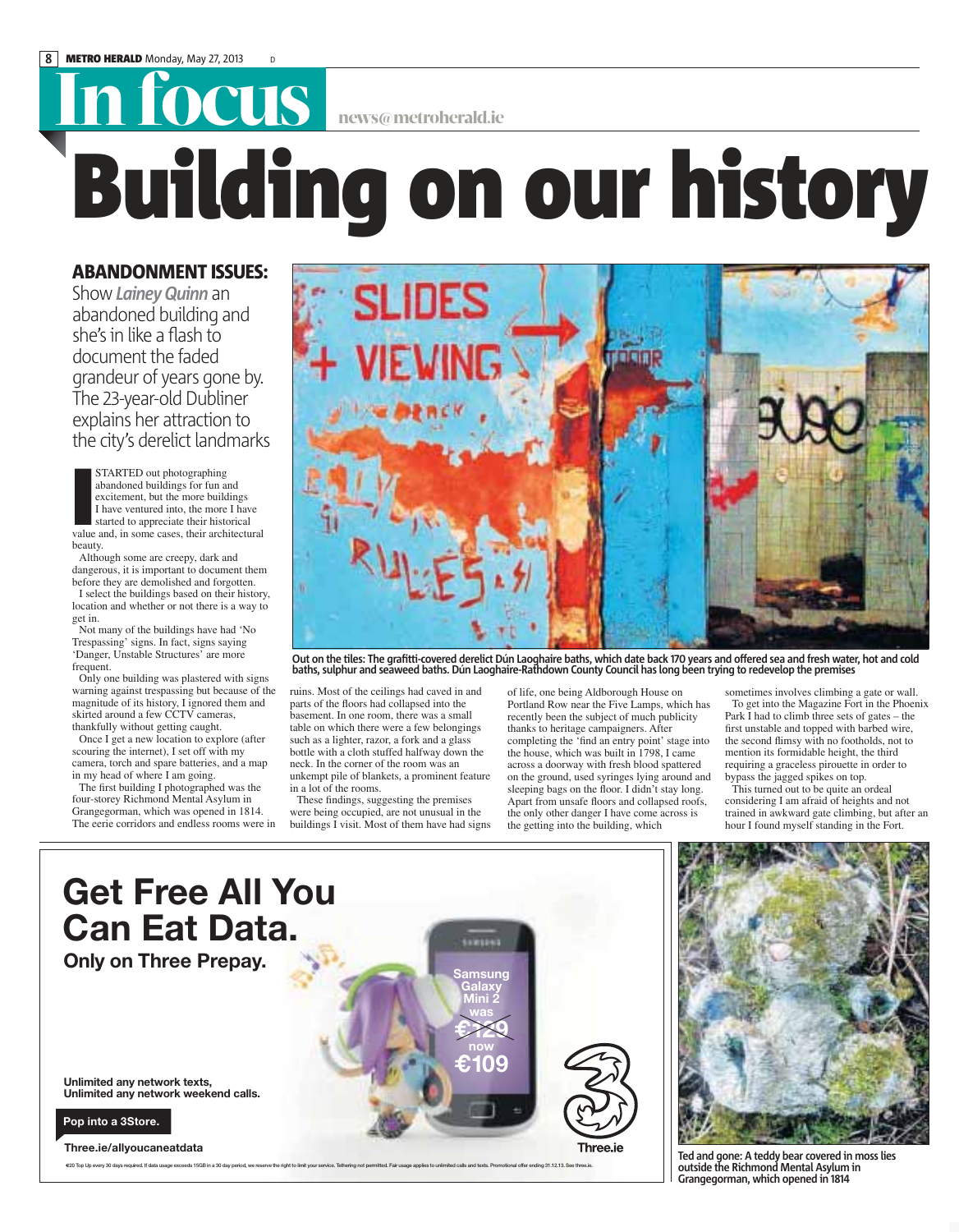# In focus

news@metroherald.ie

# Building on our history

**ABANDONMENT ISSUES:**

Show *Lainey Quinn* an abandoned building and she's in like a flash to document the faded grandeur of years gone by. The 23-year-old Dubliner explains her attraction to the city's derelict landmarks

I STARTED out photographing abandoned buildings for fun and excitement, but the more buildings I have ventured into, the more I have started to appreciate their historical value and, in some cases, their architectural beauty.

Although some are creepy, dark and dangerous, it is important to document them before they are demolished and forgotten.

I select the buildings based on their history, location and whether or not there is a way to get in.

Not many of the buildings have had 'No Trespassing' signs. In fact, signs saying 'Danger, Unstable Structures' are more frequent.

Only one building was plastered with signs warning against trespassing but because of the magnitude of its history, I ignored them and skirted around a few CCTV cameras, thankfully without getting caught.

Once I get a new location to explore (after scouring the internet), I set off with my camera, torch and spare batteries, and a map in my head of where I am going.

The first building I photographed was the four-storey Richmond Mental Asylum in Grangegorman, which was opened in 1814. The eerie corridors and endless rooms were in ruins. Most of the ceilings had caved in and parts of the floors had collapsed into the basement. In one room, there was a small table on which there were a few belongings such as a lighter, razor, a fork and a glass bottle with a cloth stuffed halfway down the neck. In the corner of the room was an unkempt pile of blankets, a prominent feature in a lot of the rooms.

These findings, suggesting the premises were being occupied, are not unusual in the buildings I visit. Most of them have had signs of life, one being Aldborough House on Portland Row near the Five Lamps, which has recently been the subject of much publicity thanks to heritage campaigners. After completing the 'find an entry point' stage into the house, which was built in 1798, I came across a doorway with fresh blood spattered on the ground, used syringes lying around and sleeping bags on the floor. I didn't stay long. Apart from unsafe floors and collapsed roofs, the only other danger I have come across is the getting into the building, which sometimes involves climbing a gate or wall.

To get into the Magazine Fort in the Phoenix Park I had to climb three sets of gates – the first unstable and topped with barbed wire, the second flimsy with no footholds, not to mention its formidable height, the third requiring a graceless pirouette in order to bypass the jagged spikes on top.

This turned out to be quite an ordeal considering I am afraid of heights and not trained in awkward gate climbing, but after an hour I found myself standing in the Fort.

Out on the tiles: The grafitti-covered derelict Dún Laoghaire baths, which date back 170 years and offered sea and fresh water, hot and cold baths, sulphur and seaweed baths. Dún Laoghaire-Rathdown County Council has long been trying to redevelop the premises

Ted and gone: A teddy bear covered in moss lies outside the Richmond Mental Asylum in Grangegorman, which opened in 1814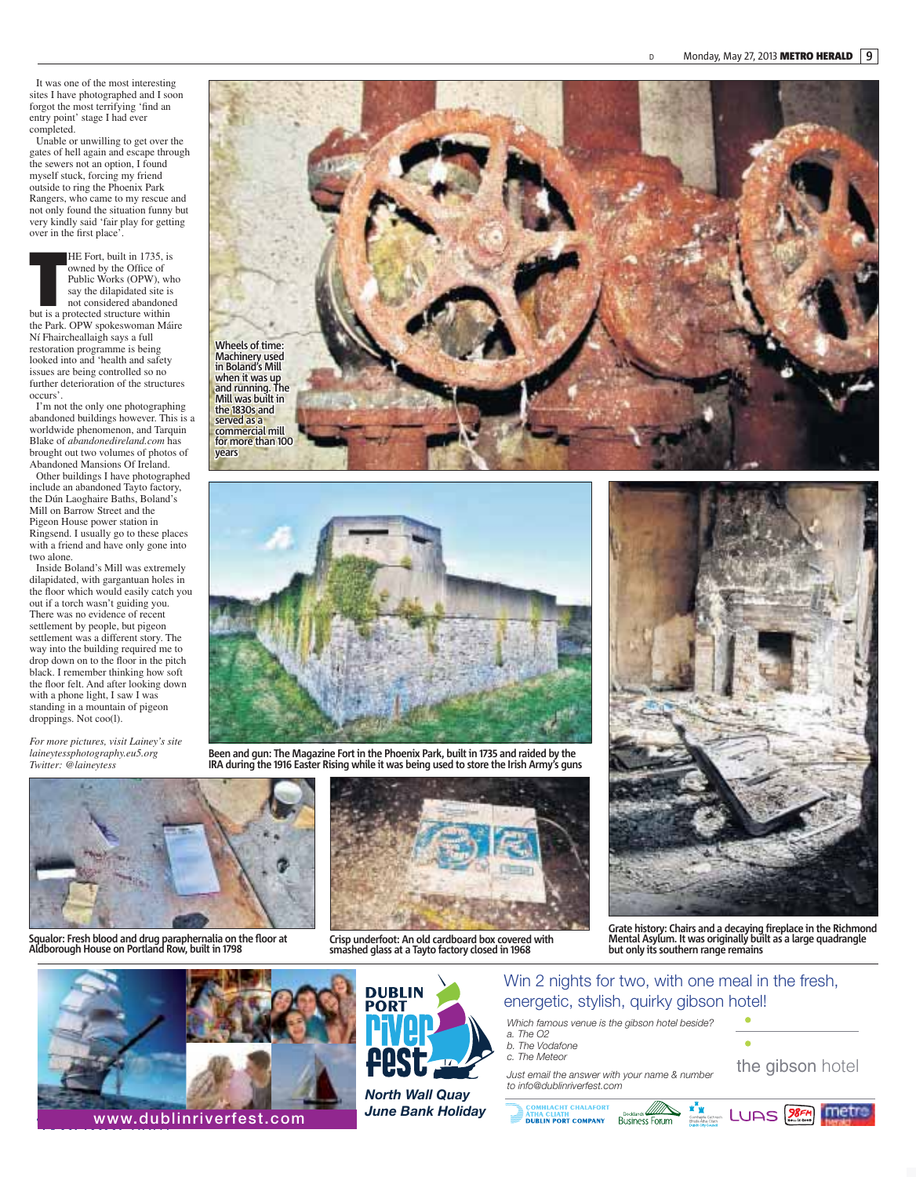It was one of the most interesting sites I have photographed and I soon forgot the most terrifying 'find an entry point' stage I had ever completed.

Unable or unwilling to get over the gates of hell again and escape through the sewers not an option, I found myself stuck, forcing my friend outside to ring the Phoenix Park Rangers, who came to my rescue and not only found the situation funny but very kindly said 'fair play for getting over in the first place'.

THE Fort, built in 1735, is owned by the Office of Public Works (OPW), who say the dilapidated site is not considered abandoned but is a protected structure within the Park. OPW spokeswoman Máire Ní Fhaircheallaigh says a full restoration programme is being looked into and 'health and safety issues are being controlled so no further deterioration of the structures occurs'.

I'm not the only one photographing abandoned buildings however. This is a worldwide phenomenon, and Tarquin Blake of *abandonedireland.com* has brought out two volumes of photos of Abandoned Mansions Of Ireland.

Other buildings I have photographed include an abandoned Tayto factory, the Dún Laoghaire Baths, Boland's Mill on Barrow Street and the Pigeon House power station in Ringsend. I usually go to these places with a friend and have only gone into two alone.

Inside Boland's Mill was extremely dilapidated, with gargantuan holes in the floor which would easily catch you out if a torch wasn't guiding you. There was no evidence of recent settlement by people, but pigeon settlement was a different story. The way into the building required me to drop down on to the floor in the pitch black. I remember thinking how soft the floor felt. And after looking down with a phone light, I saw I was standing in a mountain of pigeon droppings. Not coo(l).

*For more pictures, visit Lainey's site laineytessphotography.eu5.org Twitter: @laineytess*

**Wheels of time:** Machinery used in Boland's Mill when it was up and running. The Mill was built in the 1830s and served as a commercial mill for more than 100 years

**Been and gun:** The Magazine Fort in the Phoenix Park, built in 1735 and raided by the IRA during the 1916 Easter Rising while it was being used to store the Irish Army's guns

**Grate history:** Chairs and a decaying fireplace in the Richmond Mental Asylum. It was originally built as a large quadrangle but only its southern range remains

**Squalor:** Fresh blood and drug paraphernalia on the floor at Aldborough House on Portland Row, built in 1798

**Crisp underfoot:** An old cardboard box covered with smashed glass at a Tayto factory closed in 1968

---

www.dublinriverfest.com

DUBLIN PORT river fest

*North Wall Quay*
*June Bank Holiday*

Win 2 nights for two, with one meal in the fresh, energetic, stylish, quirky gibson hotel!

*Which famous venue is the gibson hotel beside?*
*a. The O2*
*b. The Vodafone*
*c. The Meteor*

*Just email the answer with your name & number to info@dublinriverfest.com*

the gibson hotel

COMHLACHT CHALAFORT ATHA CLIATH DUBLIN PORT COMPANY · Docklands Business Forum · Comhairle Cathrach Bhaile Átha Cliath Dublin City Council · LUAS · 98FM · metro herald